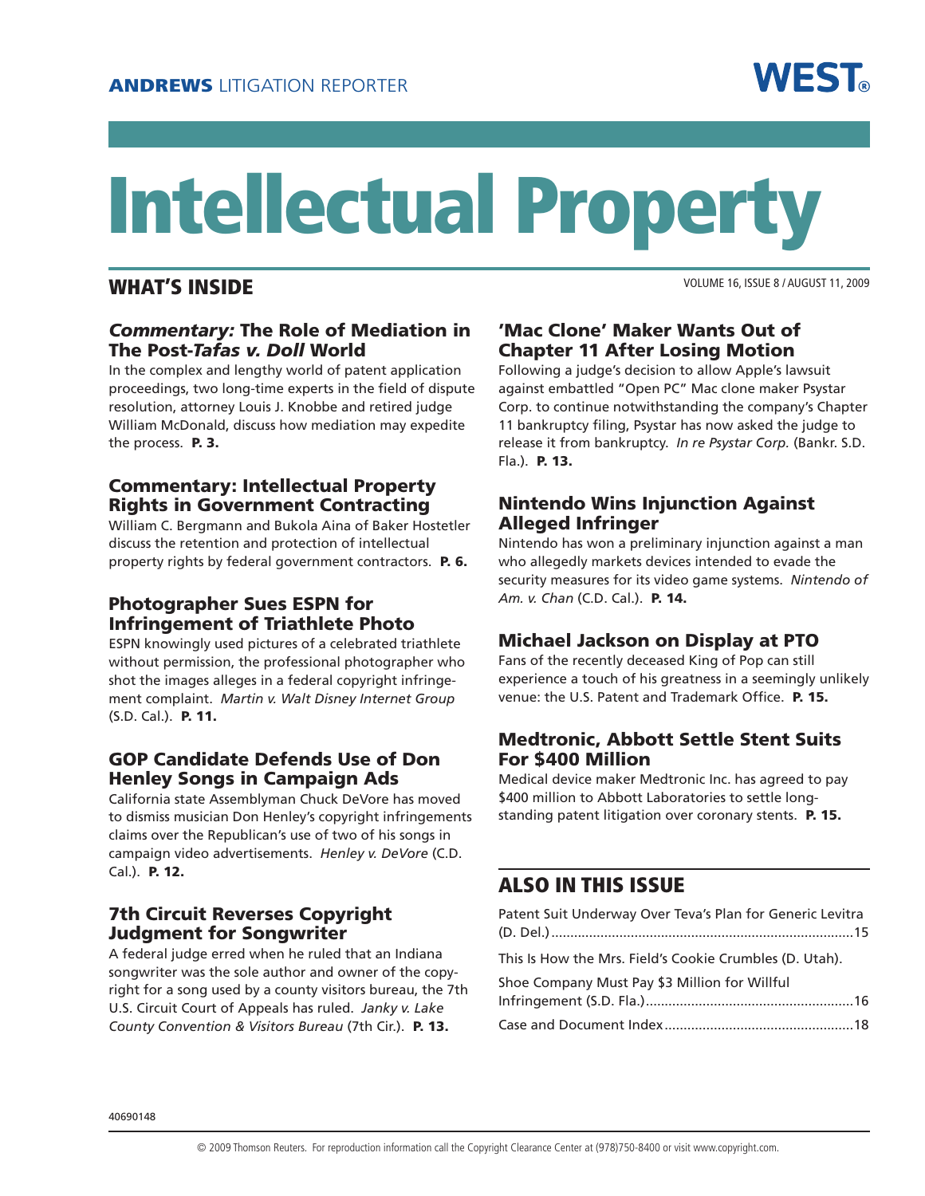**ANDREWS** LITIGATION REPORTER

**WEST®**

# Intellectual Property

## WHAT'S INSIDE

VOLUME 16, ISSUE 8 / AUGUST 11, 2009

### *Commentary:* The Role of Mediation in The Post-*Tafas v. Doll* World

In the complex and lengthy world of patent application proceedings, two long-time experts in the field of dispute resolution, attorney Louis J. Knobbe and retired judge William McDonald, discuss how mediation may expedite the process. **P. 3.**

### Commentary: Intellectual Property Rights in Government Contracting

William C. Bergmann and Bukola Aina of Baker Hostetler discuss the retention and protection of intellectual property rights by federal government contractors. **P. 6.**

### Photographer Sues ESPN for Infringement of Triathlete Photo

ESPN knowingly used pictures of a celebrated triathlete without permission, the professional photographer who shot the images alleges in a federal copyright infringement complaint. *Martin v. Walt Disney Internet Group* (S.D. Cal.). **P. 11.**

### GOP Candidate Defends Use of Don Henley Songs in Campaign Ads

California state Assemblyman Chuck DeVore has moved to dismiss musician Don Henley's copyright infringements claims over the Republican's use of two of his songs in campaign video advertisements. *Henley v. DeVore* (C.D. Cal.). **P. 12.**

### 7th Circuit Reverses Copyright Judgment for Songwriter

A federal judge erred when he ruled that an Indiana songwriter was the sole author and owner of the copyright for a song used by a county visitors bureau, the 7th U.S. Circuit Court of Appeals has ruled. *Janky v. Lake County Convention & Visitors Bureau* (7th Cir.). **P. 13.**

### 'Mac Clone' Maker Wants Out of Chapter 11 After Losing Motion

Following a judge's decision to allow Apple's lawsuit against embattled "Open PC" Mac clone maker Psystar Corp. to continue notwithstanding the company's Chapter 11 bankruptcy filing, Psystar has now asked the judge to release it from bankruptcy. *In re Psystar Corp.* (Bankr. S.D. Fla.). **P. 13.**

### Nintendo Wins Injunction Against Alleged Infringer

Nintendo has won a preliminary injunction against a man who allegedly markets devices intended to evade the security measures for its video game systems. *Nintendo of Am. v. Chan* (C.D. Cal.). **P. 14.**

### Michael Jackson on Display at PTO

Fans of the recently deceased King of Pop can still experience a touch of his greatness in a seemingly unlikely venue: the U.S. Patent and Trademark Office. **P. 15.**

### Medtronic, Abbott Settle Stent Suits For $400 Million

Medical device maker Medtronic Inc. has agreed to pay $400 million to Abbott Laboratories to settle long-standing patent litigation over coronary stents. **P. 15.**

## ALSO IN THIS ISSUE

Patent Suit Underway Over Teva's Plan for Generic Levitra (D. Del.) ....15

This Is How the Mrs. Field's Cookie Crumbles (D. Utah).

Shoe Company Must Pay $3 Million for Willful Infringement (S.D. Fla.) ....16

Case and Document Index ....18

40690148

© 2009 Thomson Reuters. For reproduction information call the Copyright Clearance Center at (978)750-8400 or visit www.copyright.com.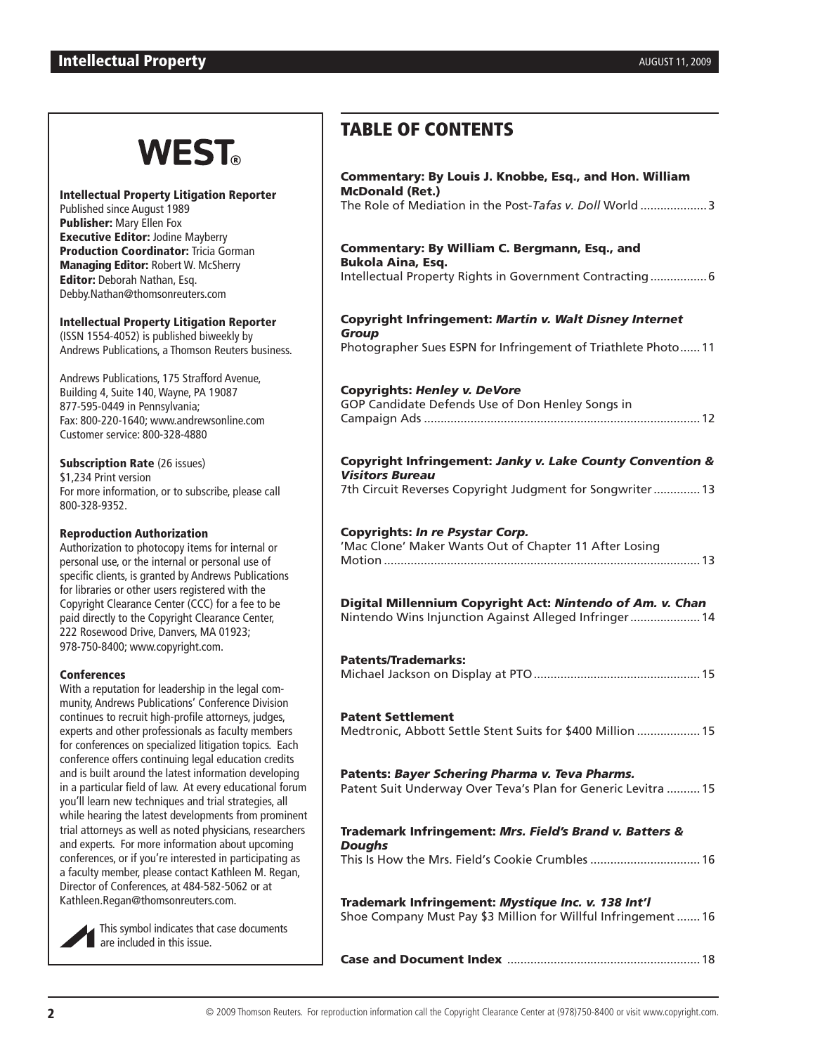**WEST®**

**Intellectual Property Litigation Reporter**
Published since August 1989
**Publisher:** Mary Ellen Fox
**Executive Editor:** Jodine Mayberry
**Production Coordinator:** Tricia Gorman
**Managing Editor:** Robert W. McSherry
**Editor:** Deborah Nathan, Esq.
Debby.Nathan@thomsonreuters.com

**Intellectual Property Litigation Reporter**
(ISSN 1554-4052) is published biweekly by Andrews Publications, a Thomson Reuters business.

Andrews Publications, 175 Strafford Avenue, Building 4, Suite 140, Wayne, PA 19087
877-595-0449 in Pennsylvania;
Fax: 800-220-1640; www.andrewsonline.com
Customer service: 800-328-4880

**Subscription Rate** (26 issues)
$1,234 Print version
For more information, or to subscribe, please call 800-328-9352.

**Reproduction Authorization**
Authorization to photocopy items for internal or personal use, or the internal or personal use of specific clients, is granted by Andrews Publications for libraries or other users registered with the Copyright Clearance Center (CCC) for a fee to be paid directly to the Copyright Clearance Center, 222 Rosewood Drive, Danvers, MA 01923; 978-750-8400; www.copyright.com.

**Conferences**
With a reputation for leadership in the legal community, Andrews Publications' Conference Division continues to recruit high-profile attorneys, judges, experts and other professionals as faculty members for conferences on specialized litigation topics. Each conference offers continuing legal education credits and is built around the latest information developing in a particular field of law. At every educational forum you'll learn new techniques and trial strategies, all while hearing the latest developments from prominent trial attorneys as well as noted physicians, researchers and experts. For more information about upcoming conferences, or if you're interested in participating as a faculty member, please contact Kathleen M. Regan, Director of Conferences, at 484-582-5062 or at Kathleen.Regan@thomsonreuters.com.

This symbol indicates that case documents are included in this issue.

## TABLE OF CONTENTS

**Commentary: By Louis J. Knobbe, Esq., and Hon. William McDonald (Ret.)**
The Role of Mediation in the Post-*Tafas v. Doll* World .................... 3

**Commentary: By William C. Bergmann, Esq., and Bukola Aina, Esq.**
Intellectual Property Rights in Government Contracting ................. 6

**Copyright Infringement: *Martin v. Walt Disney Internet Group***
Photographer Sues ESPN for Infringement of Triathlete Photo...... 11

**Copyrights: *Henley v. DeVore***
GOP Candidate Defends Use of Don Henley Songs in Campaign Ads .......... 12

**Copyright Infringement: *Janky v. Lake County Convention & Visitors Bureau***
7th Circuit Reverses Copyright Judgment for Songwriter .............. 13

**Copyrights: *In re Psystar Corp.***
'Mac Clone' Maker Wants Out of Chapter 11 After Losing Motion .......... 13

**Digital Millennium Copyright Act: *Nintendo of Am. v. Chan***
Nintendo Wins Injunction Against Alleged Infringer..................... 14

**Patents/Trademarks:**
Michael Jackson on Display at PTO.................................................. 15

**Patent Settlement**
Medtronic, Abbott Settle Stent Suits for $400 Million ................... 15

**Patents: *Bayer Schering Pharma v. Teva Pharms.***
Patent Suit Underway Over Teva's Plan for Generic Levitra .......... 15

**Trademark Infringement: *Mrs. Field's Brand v. Batters & Doughs***
This Is How the Mrs. Field's Cookie Crumbles ................................. 16

**Trademark Infringement: *Mystique Inc. v. 138 Int'l***
Shoe Company Must Pay $3 Million for Willful Infringement ....... 16

**Case and Document Index** ......................................................... 18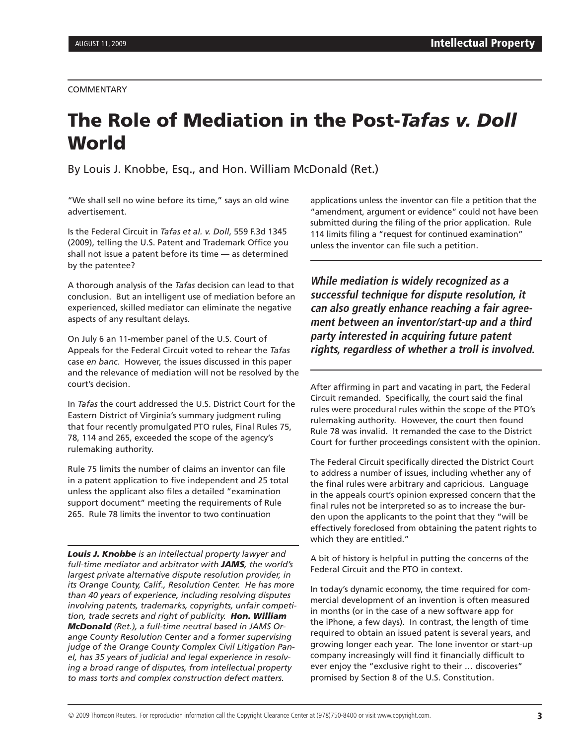COMMENTARY

# The Role of Mediation in the Post-*Tafas v. Doll* World

By Louis J. Knobbe, Esq., and Hon. William McDonald (Ret.)

"We shall sell no wine before its time," says an old wine advertisement.

Is the Federal Circuit in *Tafas et al. v. Doll*, 559 F.3d 1345 (2009), telling the U.S. Patent and Trademark Office you shall not issue a patent before its time — as determined by the patentee?

A thorough analysis of the *Tafas* decision can lead to that conclusion. But an intelligent use of mediation before an experienced, skilled mediator can eliminate the negative aspects of any resultant delays.

On July 6 an 11-member panel of the U.S. Court of Appeals for the Federal Circuit voted to rehear the *Tafas* case *en banc*. However, the issues discussed in this paper and the relevance of mediation will not be resolved by the court's decision.

In *Tafas* the court addressed the U.S. District Court for the Eastern District of Virginia's summary judgment ruling that four recently promulgated PTO rules, Final Rules 75, 78, 114 and 265, exceeded the scope of the agency's rulemaking authority.

Rule 75 limits the number of claims an inventor can file in a patent application to five independent and 25 total unless the applicant also files a detailed "examination support document" meeting the requirements of Rule 265. Rule 78 limits the inventor to two continuation applications unless the inventor can file a petition that the "amendment, argument or evidence" could not have been submitted during the filing of the prior application. Rule 114 limits filing a "request for continued examination" unless the inventor can file such a petition.

***While mediation is widely recognized as a successful technique for dispute resolution, it can also greatly enhance reaching a fair agreement between an inventor/start-up and a third party interested in acquiring future patent rights, regardless of whether a troll is involved.***

After affirming in part and vacating in part, the Federal Circuit remanded. Specifically, the court said the final rules were procedural rules within the scope of the PTO's rulemaking authority. However, the court then found Rule 78 was invalid. It remanded the case to the District Court for further proceedings consistent with the opinion.

The Federal Circuit specifically directed the District Court to address a number of issues, including whether any of the final rules were arbitrary and capricious. Language in the appeals court's opinion expressed concern that the final rules not be interpreted so as to increase the burden upon the applicants to the point that they "will be effectively foreclosed from obtaining the patent rights to which they are entitled."

A bit of history is helpful in putting the concerns of the Federal Circuit and the PTO in context.

In today's dynamic economy, the time required for commercial development of an invention is often measured in months (or in the case of a new software app for the iPhone, a few days). In contrast, the length of time required to obtain an issued patent is several years, and growing longer each year. The lone inventor or start-up company increasingly will find it financially difficult to ever enjoy the "exclusive right to their … discoveries" promised by Section 8 of the U.S. Constitution.

***Louis J. Knobbe*** *is an intellectual property lawyer and full-time mediator and arbitrator with* ***JAMS****, the world's largest private alternative dispute resolution provider, in its Orange County, Calif., Resolution Center. He has more than 40 years of experience, including resolving disputes involving patents, trademarks, copyrights, unfair competition, trade secrets and right of publicity.* ***Hon. William McDonald*** *(Ret.), a full-time neutral based in JAMS Orange County Resolution Center and a former supervising judge of the Orange County Complex Civil Litigation Panel, has 35 years of judicial and legal experience in resolving a broad range of disputes, from intellectual property to mass torts and complex construction defect matters.*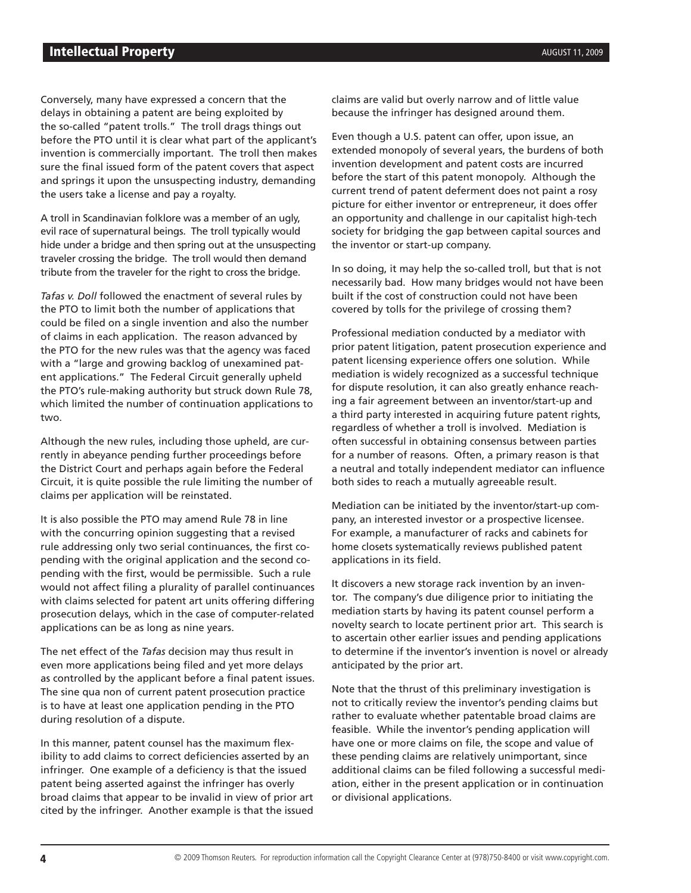Conversely, many have expressed a concern that the delays in obtaining a patent are being exploited by the so-called "patent trolls." The troll drags things out before the PTO until it is clear what part of the applicant's invention is commercially important. The troll then makes sure the final issued form of the patent covers that aspect and springs it upon the unsuspecting industry, demanding the users take a license and pay a royalty.

A troll in Scandinavian folklore was a member of an ugly, evil race of supernatural beings. The troll typically would hide under a bridge and then spring out at the unsuspecting traveler crossing the bridge. The troll would then demand tribute from the traveler for the right to cross the bridge.

*Tafas v. Doll* followed the enactment of several rules by the PTO to limit both the number of applications that could be filed on a single invention and also the number of claims in each application. The reason advanced by the PTO for the new rules was that the agency was faced with a "large and growing backlog of unexamined patent applications." The Federal Circuit generally upheld the PTO's rule-making authority but struck down Rule 78, which limited the number of continuation applications to two.

Although the new rules, including those upheld, are currently in abeyance pending further proceedings before the District Court and perhaps again before the Federal Circuit, it is quite possible the rule limiting the number of claims per application will be reinstated.

It is also possible the PTO may amend Rule 78 in line with the concurring opinion suggesting that a revised rule addressing only two serial continuances, the first co-pending with the original application and the second co-pending with the first, would be permissible. Such a rule would not affect filing a plurality of parallel continuances with claims selected for patent art units offering differing prosecution delays, which in the case of computer-related applications can be as long as nine years.

The net effect of the *Tafas* decision may thus result in even more applications being filed and yet more delays as controlled by the applicant before a final patent issues. The sine qua non of current patent prosecution practice is to have at least one application pending in the PTO during resolution of a dispute.

In this manner, patent counsel has the maximum flexibility to add claims to correct deficiencies asserted by an infringer. One example of a deficiency is that the issued patent being asserted against the infringer has overly broad claims that appear to be invalid in view of prior art cited by the infringer. Another example is that the issued claims are valid but overly narrow and of little value because the infringer has designed around them.

Even though a U.S. patent can offer, upon issue, an extended monopoly of several years, the burdens of both invention development and patent costs are incurred before the start of this patent monopoly. Although the current trend of patent deferment does not paint a rosy picture for either inventor or entrepreneur, it does offer an opportunity and challenge in our capitalist high-tech society for bridging the gap between capital sources and the inventor or start-up company.

In so doing, it may help the so-called troll, but that is not necessarily bad. How many bridges would not have been built if the cost of construction could not have been covered by tolls for the privilege of crossing them?

Professional mediation conducted by a mediator with prior patent litigation, patent prosecution experience and patent licensing experience offers one solution. While mediation is widely recognized as a successful technique for dispute resolution, it can also greatly enhance reaching a fair agreement between an inventor/start-up and a third party interested in acquiring future patent rights, regardless of whether a troll is involved. Mediation is often successful in obtaining consensus between parties for a number of reasons. Often, a primary reason is that a neutral and totally independent mediator can influence both sides to reach a mutually agreeable result.

Mediation can be initiated by the inventor/start-up company, an interested investor or a prospective licensee. For example, a manufacturer of racks and cabinets for home closets systematically reviews published patent applications in its field.

It discovers a new storage rack invention by an inventor. The company's due diligence prior to initiating the mediation starts by having its patent counsel perform a novelty search to locate pertinent prior art. This search is to ascertain other earlier issues and pending applications to determine if the inventor's invention is novel or already anticipated by the prior art.

Note that the thrust of this preliminary investigation is not to critically review the inventor's pending claims but rather to evaluate whether patentable broad claims are feasible. While the inventor's pending application will have one or more claims on file, the scope and value of these pending claims are relatively unimportant, since additional claims can be filed following a successful mediation, either in the present application or in continuation or divisional applications.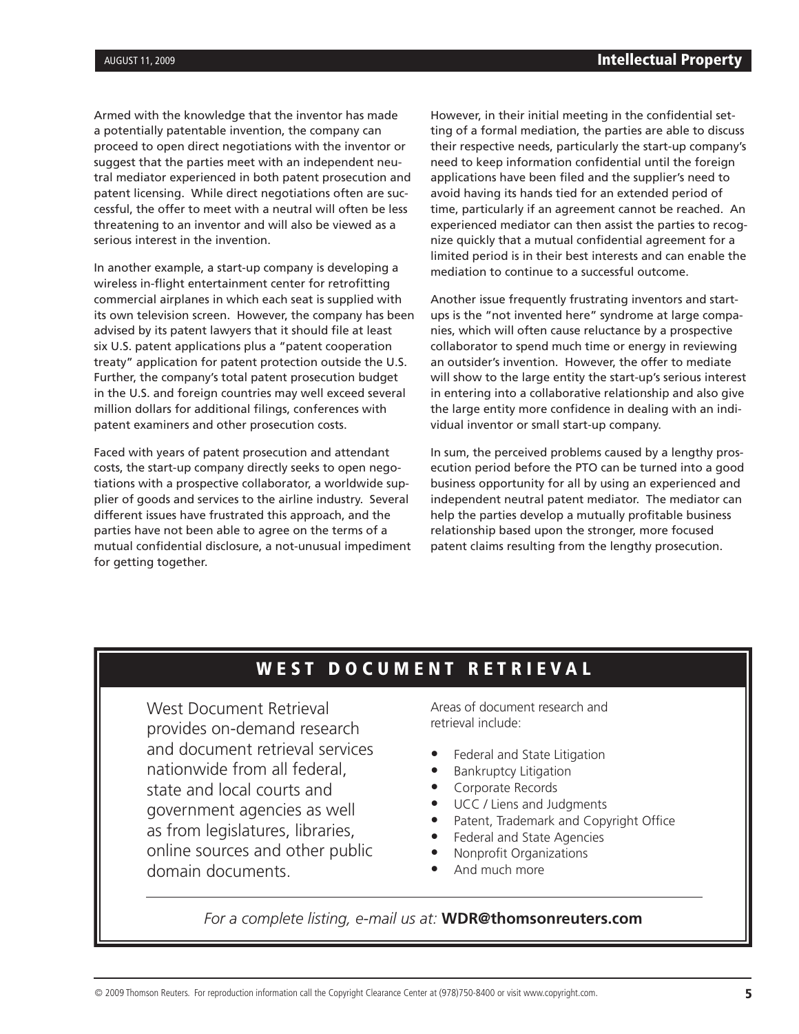Armed with the knowledge that the inventor has made a potentially patentable invention, the company can proceed to open direct negotiations with the inventor or suggest that the parties meet with an independent neutral mediator experienced in both patent prosecution and patent licensing. While direct negotiations often are successful, the offer to meet with a neutral will often be less threatening to an inventor and will also be viewed as a serious interest in the invention.

In another example, a start-up company is developing a wireless in-flight entertainment center for retrofitting commercial airplanes in which each seat is supplied with its own television screen. However, the company has been advised by its patent lawyers that it should file at least six U.S. patent applications plus a "patent cooperation treaty" application for patent protection outside the U.S. Further, the company's total patent prosecution budget in the U.S. and foreign countries may well exceed several million dollars for additional filings, conferences with patent examiners and other prosecution costs.

Faced with years of patent prosecution and attendant costs, the start-up company directly seeks to open negotiations with a prospective collaborator, a worldwide supplier of goods and services to the airline industry. Several different issues have frustrated this approach, and the parties have not been able to agree on the terms of a mutual confidential disclosure, a not-unusual impediment for getting together.

However, in their initial meeting in the confidential setting of a formal mediation, the parties are able to discuss their respective needs, particularly the start-up company's need to keep information confidential until the foreign applications have been filed and the supplier's need to avoid having its hands tied for an extended period of time, particularly if an agreement cannot be reached. An experienced mediator can then assist the parties to recognize quickly that a mutual confidential agreement for a limited period is in their best interests and can enable the mediation to continue to a successful outcome.

Another issue frequently frustrating inventors and start-ups is the "not invented here" syndrome at large companies, which will often cause reluctance by a prospective collaborator to spend much time or energy in reviewing an outsider's invention. However, the offer to mediate will show to the large entity the start-up's serious interest in entering into a collaborative relationship and also give the large entity more confidence in dealing with an individual inventor or small start-up company.

In sum, the perceived problems caused by a lengthy prosecution period before the PTO can be turned into a good business opportunity for all by using an experienced and independent neutral patent mediator. The mediator can help the parties develop a mutually profitable business relationship based upon the stronger, more focused patent claims resulting from the lengthy prosecution.

## WEST DOCUMENT RETRIEVAL

West Document Retrieval provides on-demand research and document retrieval services nationwide from all federal, state and local courts and government agencies as well as from legislatures, libraries, online sources and other public domain documents.

Areas of document research and retrieval include:

- Federal and State Litigation
- Bankruptcy Litigation
- Corporate Records
- UCC / Liens and Judgments
- Patent, Trademark and Copyright Office
- Federal and State Agencies
- Nonprofit Organizations
- And much more

*For a complete listing, e-mail us at:* **WDR@thomsonreuters.com**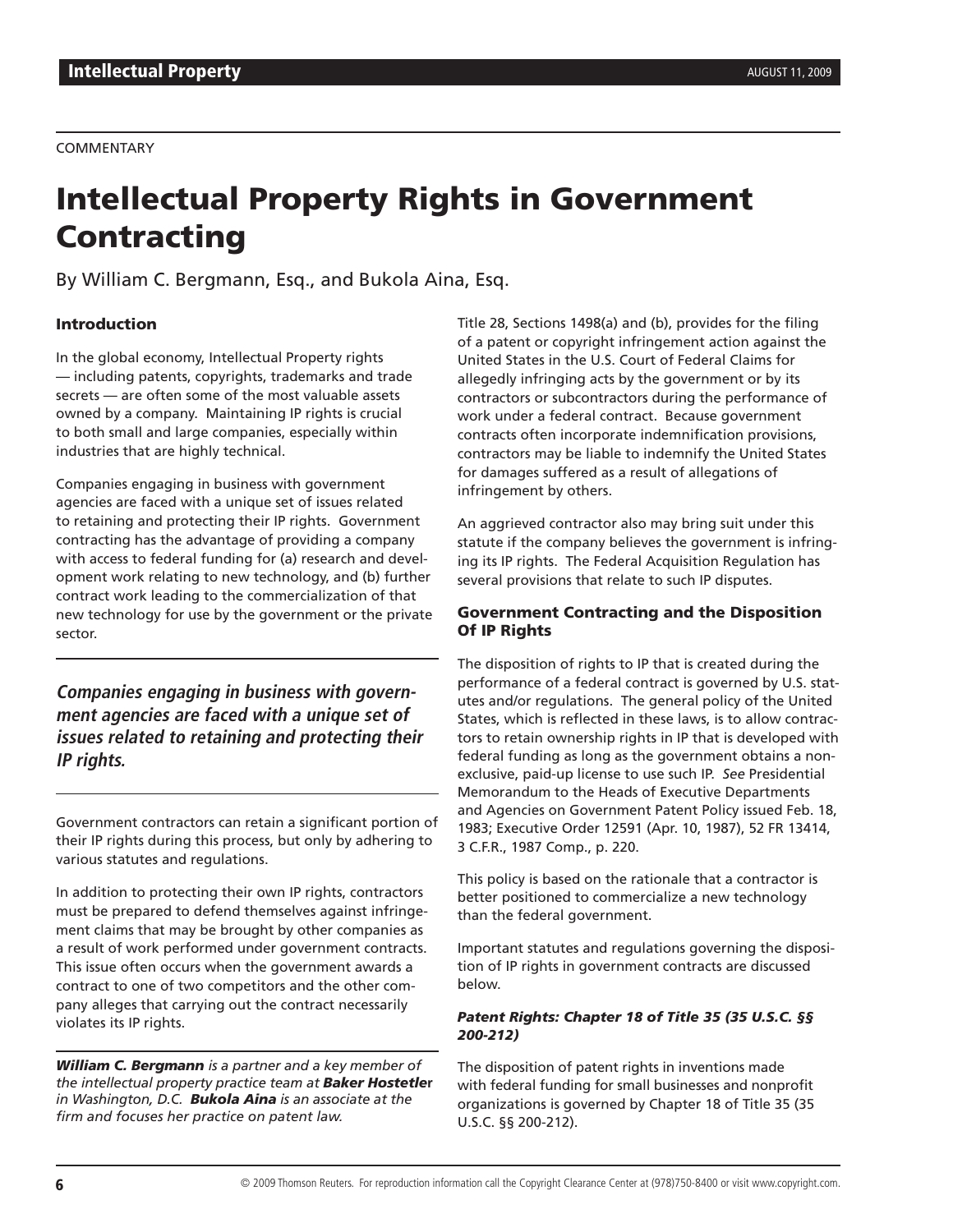COMMENTARY

# Intellectual Property Rights in Government Contracting

By William C. Bergmann, Esq., and Bukola Aina, Esq.

## Introduction

In the global economy, Intellectual Property rights — including patents, copyrights, trademarks and trade secrets — are often some of the most valuable assets owned by a company. Maintaining IP rights is crucial to both small and large companies, especially within industries that are highly technical.

Companies engaging in business with government agencies are faced with a unique set of issues related to retaining and protecting their IP rights. Government contracting has the advantage of providing a company with access to federal funding for (a) research and development work relating to new technology, and (b) further contract work leading to the commercialization of that new technology for use by the government or the private sector.

***Companies engaging in business with government agencies are faced with a unique set of issues related to retaining and protecting their IP rights.***

Government contractors can retain a significant portion of their IP rights during this process, but only by adhering to various statutes and regulations.

In addition to protecting their own IP rights, contractors must be prepared to defend themselves against infringement claims that may be brought by other companies as a result of work performed under government contracts. This issue often occurs when the government awards a contract to one of two competitors and the other company alleges that carrying out the contract necessarily violates its IP rights.

***William C. Bergmann*** *is a partner and a key member of the intellectual property practice team at* ***Baker Hostetler*** *in Washington, D.C.* ***Bukola Aina*** *is an associate at the firm and focuses her practice on patent law.*

Title 28, Sections 1498(a) and (b), provides for the filing of a patent or copyright infringement action against the United States in the U.S. Court of Federal Claims for allegedly infringing acts by the government or by its contractors or subcontractors during the performance of work under a federal contract. Because government contracts often incorporate indemnification provisions, contractors may be liable to indemnify the United States for damages suffered as a result of allegations of infringement by others.

An aggrieved contractor also may bring suit under this statute if the company believes the government is infringing its IP rights. The Federal Acquisition Regulation has several provisions that relate to such IP disputes.

## Government Contracting and the Disposition Of IP Rights

The disposition of rights to IP that is created during the performance of a federal contract is governed by U.S. statutes and/or regulations. The general policy of the United States, which is reflected in these laws, is to allow contractors to retain ownership rights in IP that is developed with federal funding as long as the government obtains a non-exclusive, paid-up license to use such IP. *See* Presidential Memorandum to the Heads of Executive Departments and Agencies on Government Patent Policy issued Feb. 18, 1983; Executive Order 12591 (Apr. 10, 1987), 52 FR 13414, 3 C.F.R., 1987 Comp., p. 220.

This policy is based on the rationale that a contractor is better positioned to commercialize a new technology than the federal government.

Important statutes and regulations governing the disposition of IP rights in government contracts are discussed below.

### *Patent Rights: Chapter 18 of Title 35 (35 U.S.C. §§ 200-212)*

The disposition of patent rights in inventions made with federal funding for small businesses and nonprofit organizations is governed by Chapter 18 of Title 35 (35 U.S.C. §§ 200-212).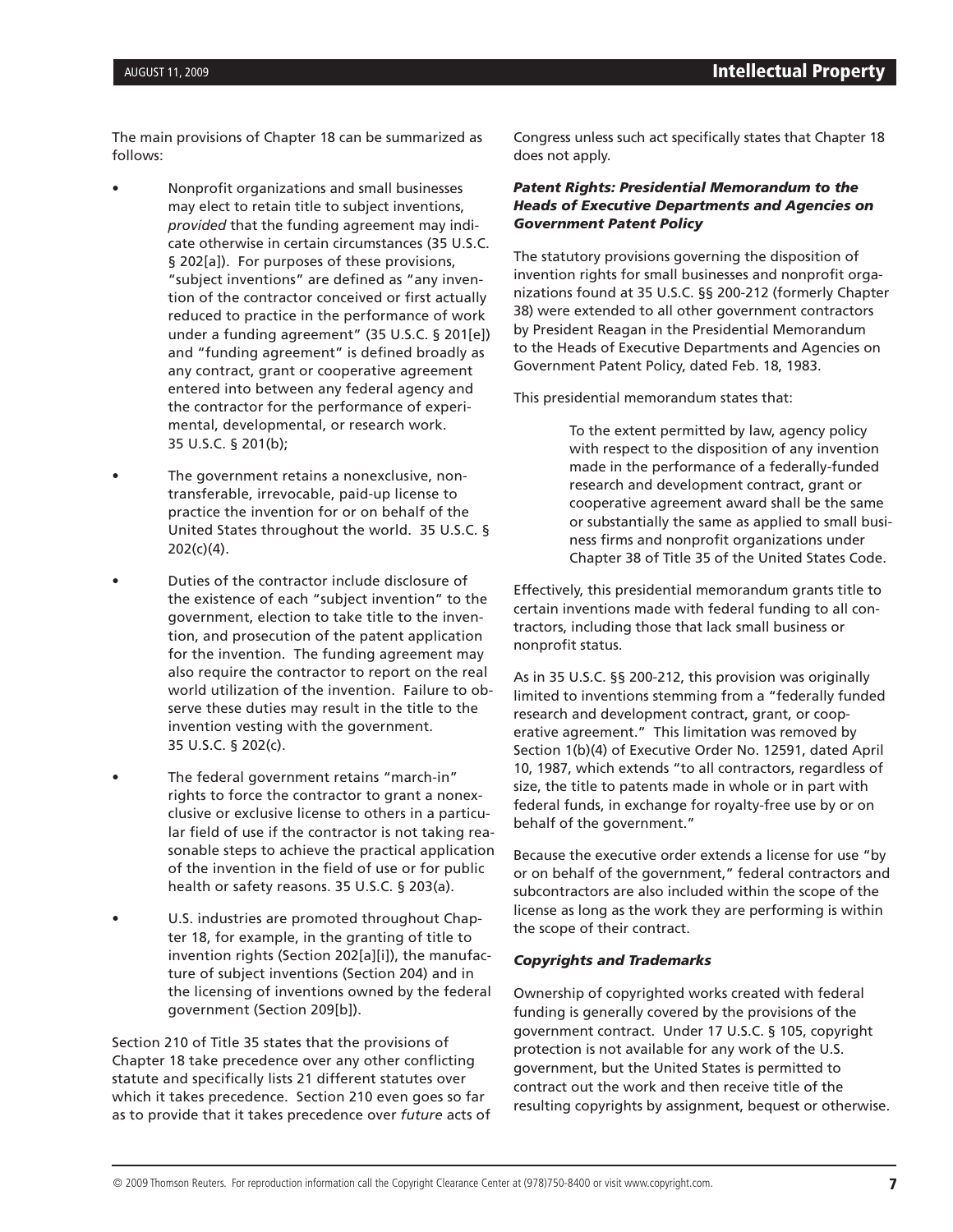The main provisions of Chapter 18 can be summarized as follows:

- Nonprofit organizations and small businesses may elect to retain title to subject inventions, *provided* that the funding agreement may indicate otherwise in certain circumstances (35 U.S.C. § 202[a]). For purposes of these provisions, "subject inventions" are defined as "any invention of the contractor conceived or first actually reduced to practice in the performance of work under a funding agreement" (35 U.S.C. § 201[e]) and "funding agreement" is defined broadly as any contract, grant or cooperative agreement entered into between any federal agency and the contractor for the performance of experimental, developmental, or research work. 35 U.S.C. § 201(b);
- The government retains a nonexclusive, nontransferable, irrevocable, paid-up license to practice the invention for or on behalf of the United States throughout the world. 35 U.S.C. § 202(c)(4).
- Duties of the contractor include disclosure of the existence of each "subject invention" to the government, election to take title to the invention, and prosecution of the patent application for the invention. The funding agreement may also require the contractor to report on the real world utilization of the invention. Failure to observe these duties may result in the title to the invention vesting with the government. 35 U.S.C. § 202(c).
- The federal government retains "march-in" rights to force the contractor to grant a nonexclusive or exclusive license to others in a particular field of use if the contractor is not taking reasonable steps to achieve the practical application of the invention in the field of use or for public health or safety reasons. 35 U.S.C. § 203(a).
- U.S. industries are promoted throughout Chapter 18, for example, in the granting of title to invention rights (Section 202[a][i]), the manufacture of subject inventions (Section 204) and in the licensing of inventions owned by the federal government (Section 209[b]).

Section 210 of Title 35 states that the provisions of Chapter 18 take precedence over any other conflicting statute and specifically lists 21 different statutes over which it takes precedence. Section 210 even goes so far as to provide that it takes precedence over *future* acts of Congress unless such act specifically states that Chapter 18 does not apply.

### *Patent Rights: Presidential Memorandum to the Heads of Executive Departments and Agencies on Government Patent Policy*

The statutory provisions governing the disposition of invention rights for small businesses and nonprofit organizations found at 35 U.S.C. §§ 200-212 (formerly Chapter 38) were extended to all other government contractors by President Reagan in the Presidential Memorandum to the Heads of Executive Departments and Agencies on Government Patent Policy, dated Feb. 18, 1983.

This presidential memorandum states that:

> To the extent permitted by law, agency policy with respect to the disposition of any invention made in the performance of a federally-funded research and development contract, grant or cooperative agreement award shall be the same or substantially the same as applied to small business firms and nonprofit organizations under Chapter 38 of Title 35 of the United States Code.

Effectively, this presidential memorandum grants title to certain inventions made with federal funding to all contractors, including those that lack small business or nonprofit status.

As in 35 U.S.C. §§ 200-212, this provision was originally limited to inventions stemming from a "federally funded research and development contract, grant, or cooperative agreement." This limitation was removed by Section 1(b)(4) of Executive Order No. 12591, dated April 10, 1987, which extends "to all contractors, regardless of size, the title to patents made in whole or in part with federal funds, in exchange for royalty-free use by or on behalf of the government."

Because the executive order extends a license for use "by or on behalf of the government," federal contractors and subcontractors are also included within the scope of the license as long as the work they are performing is within the scope of their contract.

### *Copyrights and Trademarks*

Ownership of copyrighted works created with federal funding is generally covered by the provisions of the government contract. Under 17 U.S.C. § 105, copyright protection is not available for any work of the U.S. government, but the United States is permitted to contract out the work and then receive title of the resulting copyrights by assignment, bequest or otherwise.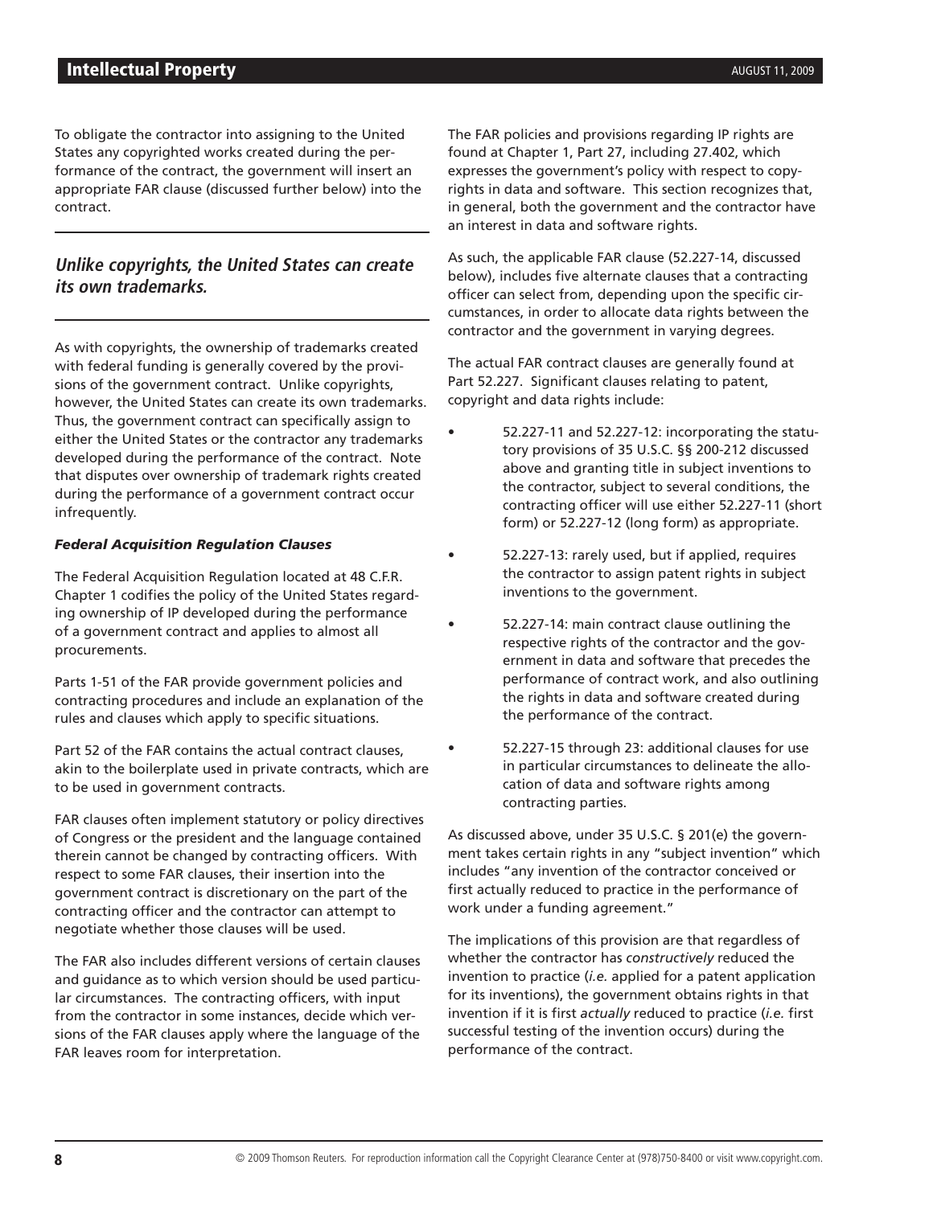To obligate the contractor into assigning to the United States any copyrighted works created during the performance of the contract, the government will insert an appropriate FAR clause (discussed further below) into the contract.

***Unlike copyrights, the United States can create its own trademarks.***

As with copyrights, the ownership of trademarks created with federal funding is generally covered by the provisions of the government contract. Unlike copyrights, however, the United States can create its own trademarks. Thus, the government contract can specifically assign to either the United States or the contractor any trademarks developed during the performance of the contract. Note that disputes over ownership of trademark rights created during the performance of a government contract occur infrequently.

***Federal Acquisition Regulation Clauses***

The Federal Acquisition Regulation located at 48 C.F.R. Chapter 1 codifies the policy of the United States regarding ownership of IP developed during the performance of a government contract and applies to almost all procurements.

Parts 1-51 of the FAR provide government policies and contracting procedures and include an explanation of the rules and clauses which apply to specific situations.

Part 52 of the FAR contains the actual contract clauses, akin to the boilerplate used in private contracts, which are to be used in government contracts.

FAR clauses often implement statutory or policy directives of Congress or the president and the language contained therein cannot be changed by contracting officers. With respect to some FAR clauses, their insertion into the government contract is discretionary on the part of the contracting officer and the contractor can attempt to negotiate whether those clauses will be used.

The FAR also includes different versions of certain clauses and guidance as to which version should be used particular circumstances. The contracting officers, with input from the contractor in some instances, decide which versions of the FAR clauses apply where the language of the FAR leaves room for interpretation.

The FAR policies and provisions regarding IP rights are found at Chapter 1, Part 27, including 27.402, which expresses the government's policy with respect to copyrights in data and software. This section recognizes that, in general, both the government and the contractor have an interest in data and software rights.

As such, the applicable FAR clause (52.227-14, discussed below), includes five alternate clauses that a contracting officer can select from, depending upon the specific circumstances, in order to allocate data rights between the contractor and the government in varying degrees.

The actual FAR contract clauses are generally found at Part 52.227. Significant clauses relating to patent, copyright and data rights include:

- 52.227-11 and 52.227-12: incorporating the statutory provisions of 35 U.S.C. §§ 200-212 discussed above and granting title in subject inventions to the contractor, subject to several conditions, the contracting officer will use either 52.227-11 (short form) or 52.227-12 (long form) as appropriate.
- 52.227-13: rarely used, but if applied, requires the contractor to assign patent rights in subject inventions to the government.
- 52.227-14: main contract clause outlining the respective rights of the contractor and the government in data and software that precedes the performance of contract work, and also outlining the rights in data and software created during the performance of the contract.
- 52.227-15 through 23: additional clauses for use in particular circumstances to delineate the allocation of data and software rights among contracting parties.

As discussed above, under 35 U.S.C. § 201(e) the government takes certain rights in any "subject invention" which includes "any invention of the contractor conceived or first actually reduced to practice in the performance of work under a funding agreement."

The implications of this provision are that regardless of whether the contractor has *constructively* reduced the invention to practice (*i.e.* applied for a patent application for its inventions), the government obtains rights in that invention if it is first *actually* reduced to practice (*i.e.* first successful testing of the invention occurs) during the performance of the contract.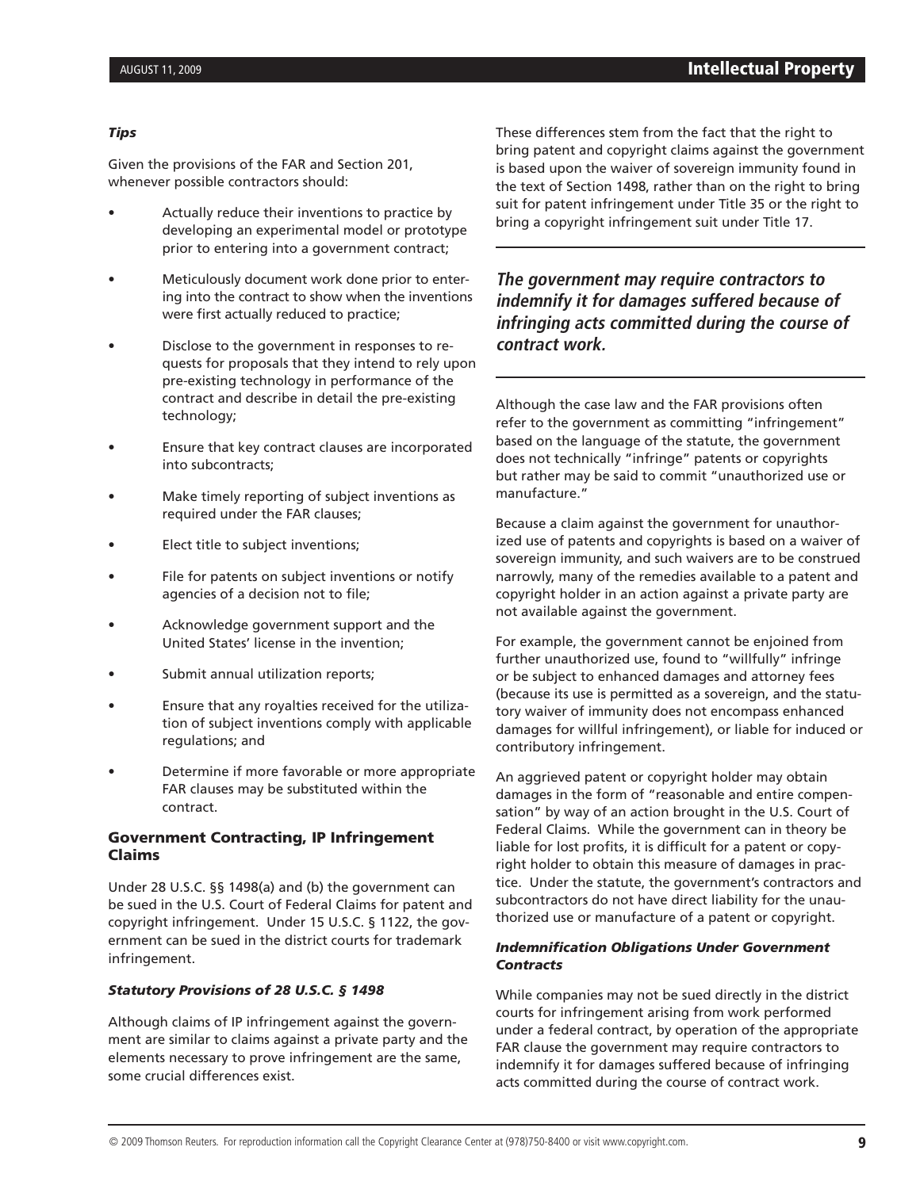***Tips***

Given the provisions of the FAR and Section 201, whenever possible contractors should:

- Actually reduce their inventions to practice by developing an experimental model or prototype prior to entering into a government contract;
- Meticulously document work done prior to entering into the contract to show when the inventions were first actually reduced to practice;
- Disclose to the government in responses to requests for proposals that they intend to rely upon pre-existing technology in performance of the contract and describe in detail the pre-existing technology;
- Ensure that key contract clauses are incorporated into subcontracts;
- Make timely reporting of subject inventions as required under the FAR clauses;
- Elect title to subject inventions;
- File for patents on subject inventions or notify agencies of a decision not to file;
- Acknowledge government support and the United States' license in the invention;
- Submit annual utilization reports;
- Ensure that any royalties received for the utilization of subject inventions comply with applicable regulations; and
- Determine if more favorable or more appropriate FAR clauses may be substituted within the contract.

## Government Contracting, IP Infringement Claims

Under 28 U.S.C. §§ 1498(a) and (b) the government can be sued in the U.S. Court of Federal Claims for patent and copyright infringement. Under 15 U.S.C. § 1122, the government can be sued in the district courts for trademark infringement.

***Statutory Provisions of 28 U.S.C. § 1498***

Although claims of IP infringement against the government are similar to claims against a private party and the elements necessary to prove infringement are the same, some crucial differences exist.

These differences stem from the fact that the right to bring patent and copyright claims against the government is based upon the waiver of sovereign immunity found in the text of Section 1498, rather than on the right to bring suit for patent infringement under Title 35 or the right to bring a copyright infringement suit under Title 17.

***The government may require contractors to indemnify it for damages suffered because of infringing acts committed during the course of contract work.***

Although the case law and the FAR provisions often refer to the government as committing "infringement" based on the language of the statute, the government does not technically "infringe" patents or copyrights but rather may be said to commit "unauthorized use or manufacture."

Because a claim against the government for unauthorized use of patents and copyrights is based on a waiver of sovereign immunity, and such waivers are to be construed narrowly, many of the remedies available to a patent and copyright holder in an action against a private party are not available against the government.

For example, the government cannot be enjoined from further unauthorized use, found to "willfully" infringe or be subject to enhanced damages and attorney fees (because its use is permitted as a sovereign, and the statutory waiver of immunity does not encompass enhanced damages for willful infringement), or liable for induced or contributory infringement.

An aggrieved patent or copyright holder may obtain damages in the form of "reasonable and entire compensation" by way of an action brought in the U.S. Court of Federal Claims. While the government can in theory be liable for lost profits, it is difficult for a patent or copyright holder to obtain this measure of damages in practice. Under the statute, the government's contractors and subcontractors do not have direct liability for the unauthorized use or manufacture of a patent or copyright.

***Indemnification Obligations Under Government Contracts***

While companies may not be sued directly in the district courts for infringement arising from work performed under a federal contract, by operation of the appropriate FAR clause the government may require contractors to indemnify it for damages suffered because of infringing acts committed during the course of contract work.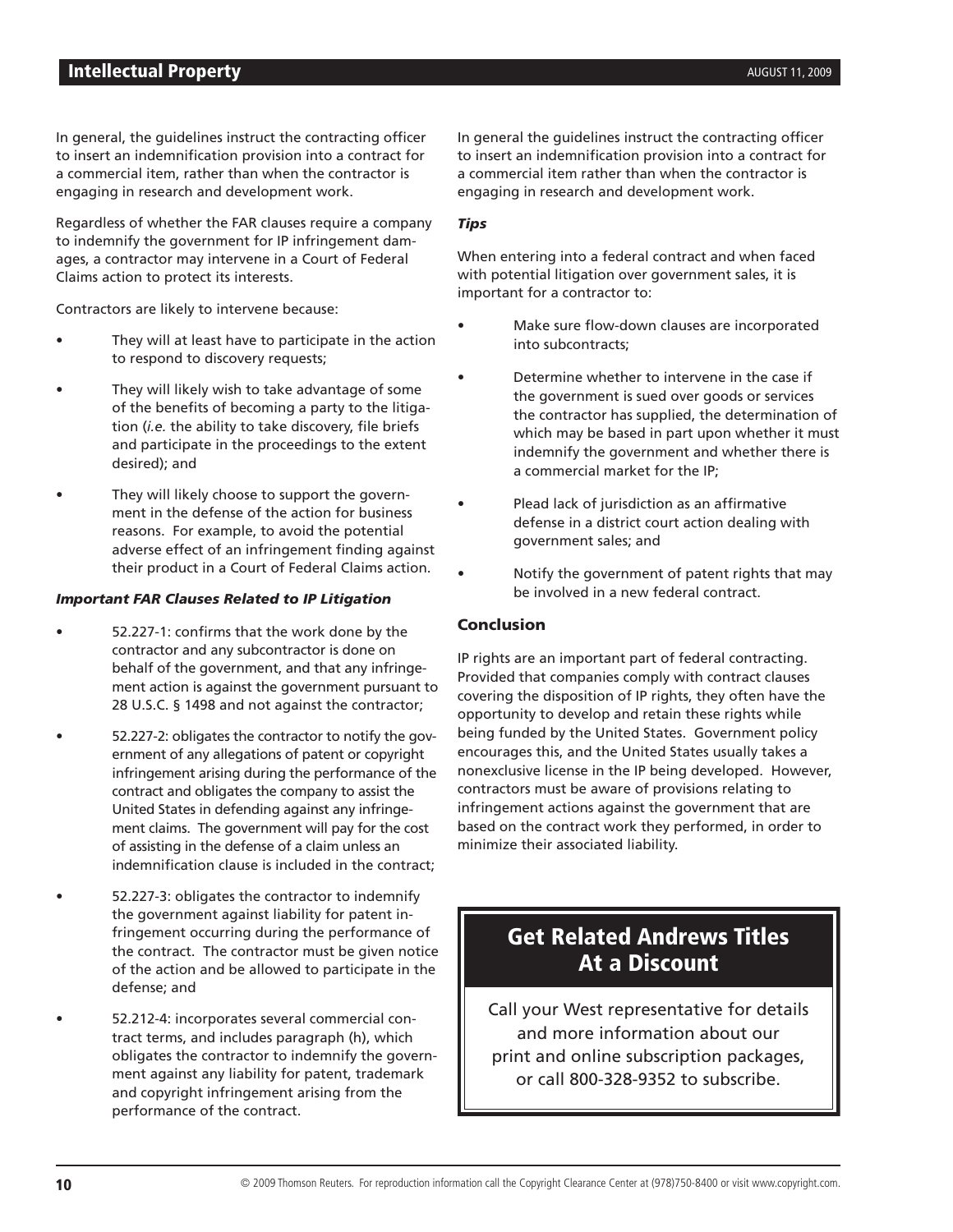In general, the guidelines instruct the contracting officer to insert an indemnification provision into a contract for a commercial item, rather than when the contractor is engaging in research and development work.

Regardless of whether the FAR clauses require a company to indemnify the government for IP infringement damages, a contractor may intervene in a Court of Federal Claims action to protect its interests.

Contractors are likely to intervene because:

- They will at least have to participate in the action to respond to discovery requests;
- They will likely wish to take advantage of some of the benefits of becoming a party to the litigation (*i.e.* the ability to take discovery, file briefs and participate in the proceedings to the extent desired); and
- They will likely choose to support the government in the defense of the action for business reasons. For example, to avoid the potential adverse effect of an infringement finding against their product in a Court of Federal Claims action.

***Important FAR Clauses Related to IP Litigation***

- 52.227-1: confirms that the work done by the contractor and any subcontractor is done on behalf of the government, and that any infringement action is against the government pursuant to 28 U.S.C. § 1498 and not against the contractor;
- 52.227-2: obligates the contractor to notify the government of any allegations of patent or copyright infringement arising during the performance of the contract and obligates the company to assist the United States in defending against any infringement claims. The government will pay for the cost of assisting in the defense of a claim unless an indemnification clause is included in the contract;
- 52.227-3: obligates the contractor to indemnify the government against liability for patent infringement occurring during the performance of the contract. The contractor must be given notice of the action and be allowed to participate in the defense; and
- 52.212-4: incorporates several commercial contract terms, and includes paragraph (h), which obligates the contractor to indemnify the government against any liability for patent, trademark and copyright infringement arising from the performance of the contract.

In general the guidelines instruct the contracting officer to insert an indemnification provision into a contract for a commercial item rather than when the contractor is engaging in research and development work.

***Tips***

When entering into a federal contract and when faced with potential litigation over government sales, it is important for a contractor to:

- Make sure flow-down clauses are incorporated into subcontracts;
- Determine whether to intervene in the case if the government is sued over goods or services the contractor has supplied, the determination of which may be based in part upon whether it must indemnify the government and whether there is a commercial market for the IP;
- Plead lack of jurisdiction as an affirmative defense in a district court action dealing with government sales; and
- Notify the government of patent rights that may be involved in a new federal contract.

## Conclusion

IP rights are an important part of federal contracting. Provided that companies comply with contract clauses covering the disposition of IP rights, they often have the opportunity to develop and retain these rights while being funded by the United States. Government policy encourages this, and the United States usually takes a nonexclusive license in the IP being developed. However, contractors must be aware of provisions relating to infringement actions against the government that are based on the contract work they performed, in order to minimize their associated liability.

## Get Related Andrews Titles At a Discount

Call your West representative for details and more information about our print and online subscription packages, or call 800-328-9352 to subscribe.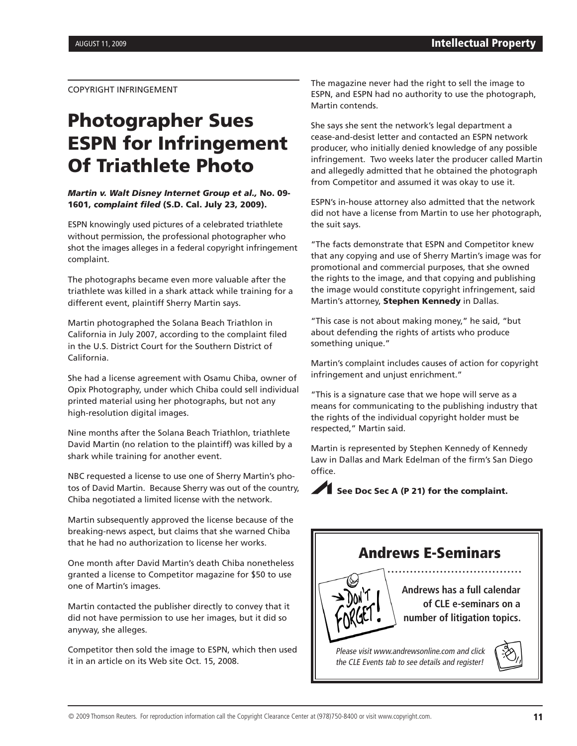COPYRIGHT INFRINGEMENT

# Photographer Sues ESPN for Infringement Of Triathlete Photo

***Martin v. Walt Disney Internet Group et al.*, No. 09-1601, *complaint filed* (S.D. Cal. July 23, 2009).**

ESPN knowingly used pictures of a celebrated triathlete without permission, the professional photographer who shot the images alleges in a federal copyright infringement complaint.

The photographs became even more valuable after the triathlete was killed in a shark attack while training for a different event, plaintiff Sherry Martin says.

Martin photographed the Solana Beach Triathlon in California in July 2007, according to the complaint filed in the U.S. District Court for the Southern District of California.

She had a license agreement with Osamu Chiba, owner of Opix Photography, under which Chiba could sell individual printed material using her photographs, but not any high-resolution digital images.

Nine months after the Solana Beach Triathlon, triathlete David Martin (no relation to the plaintiff) was killed by a shark while training for another event.

NBC requested a license to use one of Sherry Martin's photos of David Martin. Because Sherry was out of the country, Chiba negotiated a limited license with the network.

Martin subsequently approved the license because of the breaking-news aspect, but claims that she warned Chiba that he had no authorization to license her works.

One month after David Martin's death Chiba nonetheless granted a license to Competitor magazine for $50 to use one of Martin's images.

Martin contacted the publisher directly to convey that it did not have permission to use her images, but it did so anyway, she alleges.

Competitor then sold the image to ESPN, which then used it in an article on its Web site Oct. 15, 2008.

The magazine never had the right to sell the image to ESPN, and ESPN had no authority to use the photograph, Martin contends.

She says she sent the network's legal department a cease-and-desist letter and contacted an ESPN network producer, who initially denied knowledge of any possible infringement. Two weeks later the producer called Martin and allegedly admitted that he obtained the photograph from Competitor and assumed it was okay to use it.

ESPN's in-house attorney also admitted that the network did not have a license from Martin to use her photograph, the suit says.

"The facts demonstrate that ESPN and Competitor knew that any copying and use of Sherry Martin's image was for promotional and commercial purposes, that she owned the rights to the image, and that copying and publishing the image would constitute copyright infringement, said Martin's attorney, **Stephen Kennedy** in Dallas.

"This case is not about making money," he said, "but about defending the rights of artists who produce something unique."

Martin's complaint includes causes of action for copyright infringement and unjust enrichment."

"This is a signature case that we hope will serve as a means for communicating to the publishing industry that the rights of the individual copyright holder must be respected," Martin said.

Martin is represented by Stephen Kennedy of Kennedy Law in Dallas and Mark Edelman of the firm's San Diego office.

**See Doc Sec A (P 21) for the complaint.**

## Andrews E-Seminars

**Andrews has a full calendar of CLE e-seminars on a number of litigation topics.**

*Please visit www.andrewsonline.com and click the CLE Events tab to see details and register!*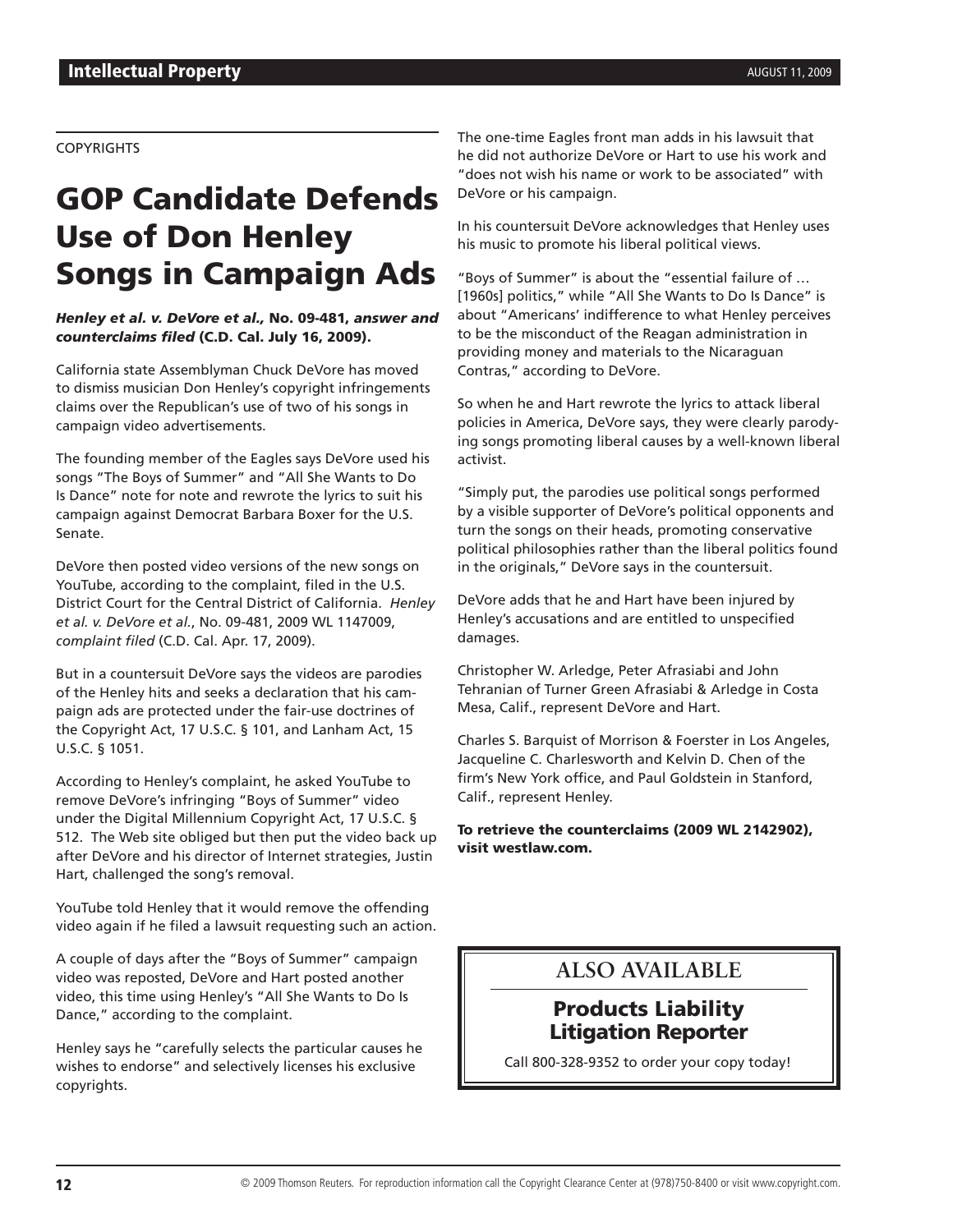COPYRIGHTS

# GOP Candidate Defends Use of Don Henley Songs in Campaign Ads

***Henley et al. v. DeVore et al.,* No. 09-481, *answer and counterclaims filed* (C.D. Cal. July 16, 2009).**

California state Assemblyman Chuck DeVore has moved to dismiss musician Don Henley's copyright infringements claims over the Republican's use of two of his songs in campaign video advertisements.

The founding member of the Eagles says DeVore used his songs "The Boys of Summer" and "All She Wants to Do Is Dance" note for note and rewrote the lyrics to suit his campaign against Democrat Barbara Boxer for the U.S. Senate.

DeVore then posted video versions of the new songs on YouTube, according to the complaint, filed in the U.S. District Court for the Central District of California. *Henley et al. v. DeVore et al.*, No. 09-481, 2009 WL 1147009, *complaint filed* (C.D. Cal. Apr. 17, 2009).

But in a countersuit DeVore says the videos are parodies of the Henley hits and seeks a declaration that his campaign ads are protected under the fair-use doctrines of the Copyright Act, 17 U.S.C. § 101, and Lanham Act, 15 U.S.C. § 1051.

According to Henley's complaint, he asked YouTube to remove DeVore's infringing "Boys of Summer" video under the Digital Millennium Copyright Act, 17 U.S.C. § 512. The Web site obliged but then put the video back up after DeVore and his director of Internet strategies, Justin Hart, challenged the song's removal.

YouTube told Henley that it would remove the offending video again if he filed a lawsuit requesting such an action.

A couple of days after the "Boys of Summer" campaign video was reposted, DeVore and Hart posted another video, this time using Henley's "All She Wants to Do Is Dance," according to the complaint.

Henley says he "carefully selects the particular causes he wishes to endorse" and selectively licenses his exclusive copyrights.

The one-time Eagles front man adds in his lawsuit that he did not authorize DeVore or Hart to use his work and "does not wish his name or work to be associated" with DeVore or his campaign.

In his countersuit DeVore acknowledges that Henley uses his music to promote his liberal political views.

"Boys of Summer" is about the "essential failure of … [1960s] politics," while "All She Wants to Do Is Dance" is about "Americans' indifference to what Henley perceives to be the misconduct of the Reagan administration in providing money and materials to the Nicaraguan Contras," according to DeVore.

So when he and Hart rewrote the lyrics to attack liberal policies in America, DeVore says, they were clearly parodying songs promoting liberal causes by a well-known liberal activist.

"Simply put, the parodies use political songs performed by a visible supporter of DeVore's political opponents and turn the songs on their heads, promoting conservative political philosophies rather than the liberal politics found in the originals," DeVore says in the countersuit.

DeVore adds that he and Hart have been injured by Henley's accusations and are entitled to unspecified damages.

Christopher W. Arledge, Peter Afrasiabi and John Tehranian of Turner Green Afrasiabi & Arledge in Costa Mesa, Calif., represent DeVore and Hart.

Charles S. Barquist of Morrison & Foerster in Los Angeles, Jacqueline C. Charlesworth and Kelvin D. Chen of the firm's New York office, and Paul Goldstein in Stanford, Calif., represent Henley.

**To retrieve the counterclaims (2009 WL 2142902), visit westlaw.com.**

ALSO AVAILABLE

**Products Liability Litigation Reporter**

Call 800-328-9352 to order your copy today!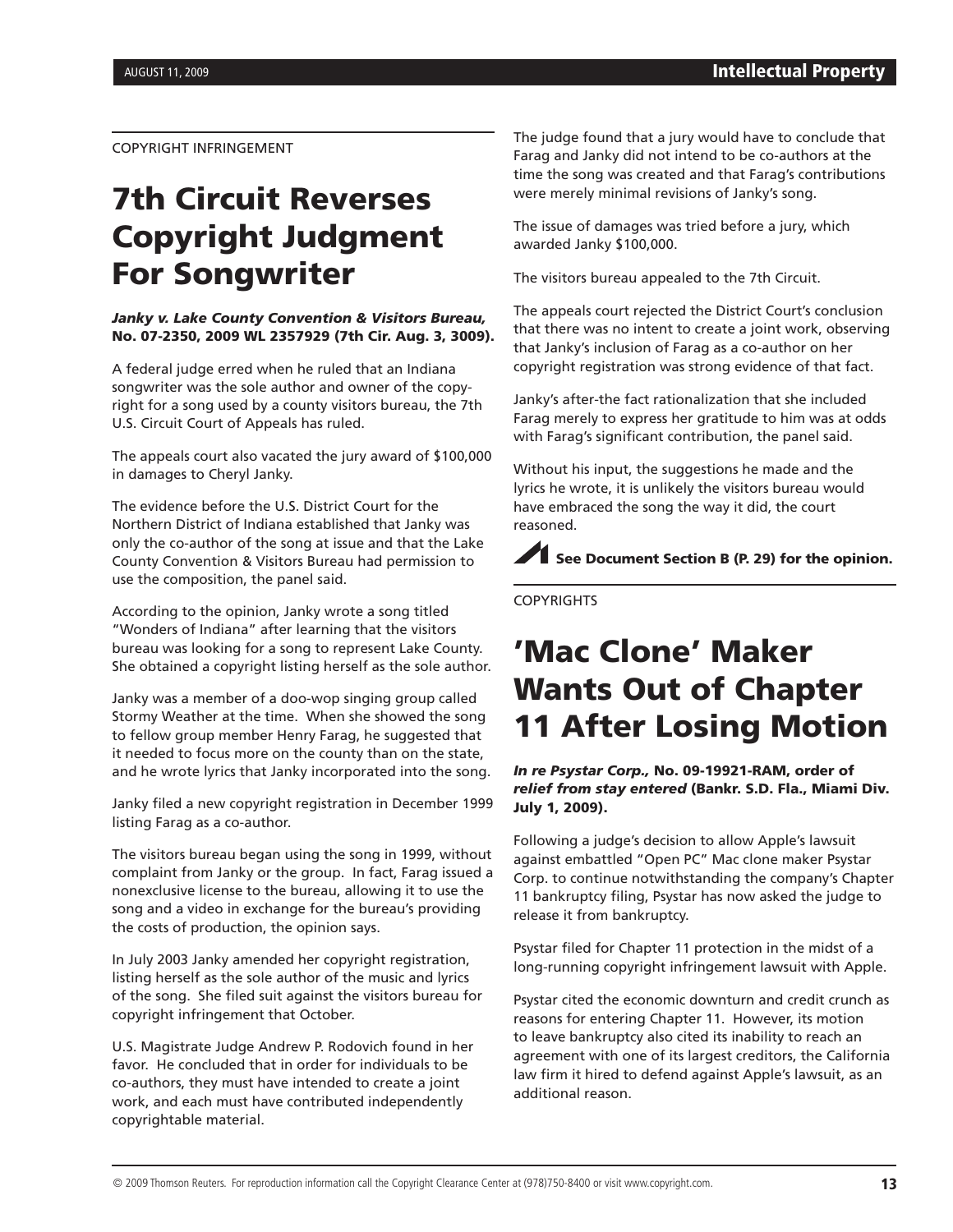COPYRIGHT INFRINGEMENT

# 7th Circuit Reverses Copyright Judgment For Songwriter

***Janky v. Lake County Convention & Visitors Bureau,* No. 07-2350, 2009 WL 2357929 (7th Cir. Aug. 3, 3009).**

A federal judge erred when he ruled that an Indiana songwriter was the sole author and owner of the copyright for a song used by a county visitors bureau, the 7th U.S. Circuit Court of Appeals has ruled.

The appeals court also vacated the jury award of $100,000 in damages to Cheryl Janky.

The evidence before the U.S. District Court for the Northern District of Indiana established that Janky was only the co-author of the song at issue and that the Lake County Convention & Visitors Bureau had permission to use the composition, the panel said.

According to the opinion, Janky wrote a song titled "Wonders of Indiana" after learning that the visitors bureau was looking for a song to represent Lake County. She obtained a copyright listing herself as the sole author.

Janky was a member of a doo-wop singing group called Stormy Weather at the time. When she showed the song to fellow group member Henry Farag, he suggested that it needed to focus more on the county than on the state, and he wrote lyrics that Janky incorporated into the song.

Janky filed a new copyright registration in December 1999 listing Farag as a co-author.

The visitors bureau began using the song in 1999, without complaint from Janky or the group. In fact, Farag issued a nonexclusive license to the bureau, allowing it to use the song and a video in exchange for the bureau's providing the costs of production, the opinion says.

In July 2003 Janky amended her copyright registration, listing herself as the sole author of the music and lyrics of the song. She filed suit against the visitors bureau for copyright infringement that October.

U.S. Magistrate Judge Andrew P. Rodovich found in her favor. He concluded that in order for individuals to be co-authors, they must have intended to create a joint work, and each must have contributed independently copyrightable material.

The judge found that a jury would have to conclude that Farag and Janky did not intend to be co-authors at the time the song was created and that Farag's contributions were merely minimal revisions of Janky's song.

The issue of damages was tried before a jury, which awarded Janky $100,000.

The visitors bureau appealed to the 7th Circuit.

The appeals court rejected the District Court's conclusion that there was no intent to create a joint work, observing that Janky's inclusion of Farag as a co-author on her copyright registration was strong evidence of that fact.

Janky's after-the fact rationalization that she included Farag merely to express her gratitude to him was at odds with Farag's significant contribution, the panel said.

Without his input, the suggestions he made and the lyrics he wrote, it is unlikely the visitors bureau would have embraced the song the way it did, the court reasoned.

**See Document Section B (P. 29) for the opinion.**

COPYRIGHTS

# 'Mac Clone' Maker Wants Out of Chapter 11 After Losing Motion

***In re Psystar Corp.,* No. 09-19921-RAM, order of *relief from stay entered* (Bankr. S.D. Fla., Miami Div. July 1, 2009).**

Following a judge's decision to allow Apple's lawsuit against embattled "Open PC" Mac clone maker Psystar Corp. to continue notwithstanding the company's Chapter 11 bankruptcy filing, Psystar has now asked the judge to release it from bankruptcy.

Psystar filed for Chapter 11 protection in the midst of a long-running copyright infringement lawsuit with Apple.

Psystar cited the economic downturn and credit crunch as reasons for entering Chapter 11. However, its motion to leave bankruptcy also cited its inability to reach an agreement with one of its largest creditors, the California law firm it hired to defend against Apple's lawsuit, as an additional reason.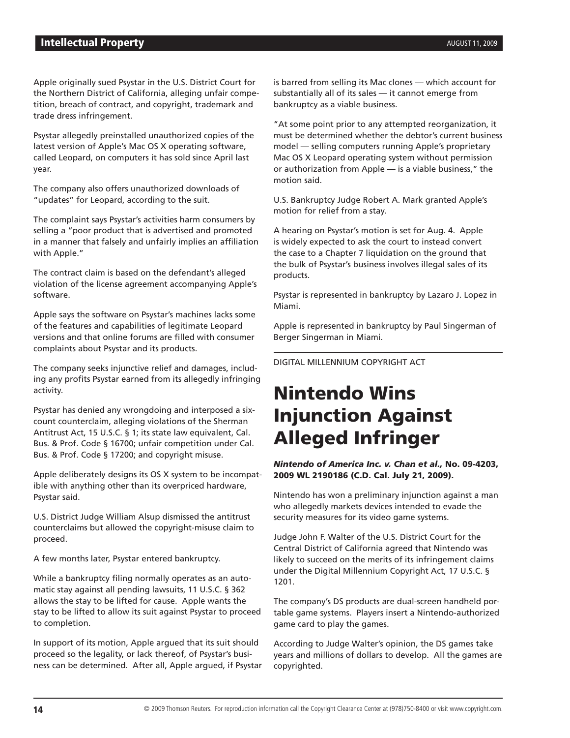Apple originally sued Psystar in the U.S. District Court for the Northern District of California, alleging unfair competition, breach of contract, and copyright, trademark and trade dress infringement.

Psystar allegedly preinstalled unauthorized copies of the latest version of Apple's Mac OS X operating software, called Leopard, on computers it has sold since April last year.

The company also offers unauthorized downloads of "updates" for Leopard, according to the suit.

The complaint says Psystar's activities harm consumers by selling a "poor product that is advertised and promoted in a manner that falsely and unfairly implies an affiliation with Apple."

The contract claim is based on the defendant's alleged violation of the license agreement accompanying Apple's software.

Apple says the software on Psystar's machines lacks some of the features and capabilities of legitimate Leopard versions and that online forums are filled with consumer complaints about Psystar and its products.

The company seeks injunctive relief and damages, including any profits Psystar earned from its allegedly infringing activity.

Psystar has denied any wrongdoing and interposed a six-count counterclaim, alleging violations of the Sherman Antitrust Act, 15 U.S.C. § 1; its state law equivalent, Cal. Bus. & Prof. Code § 16700; unfair competition under Cal. Bus. & Prof. Code § 17200; and copyright misuse.

Apple deliberately designs its OS X system to be incompatible with anything other than its overpriced hardware, Psystar said.

U.S. District Judge William Alsup dismissed the antitrust counterclaims but allowed the copyright-misuse claim to proceed.

A few months later, Psystar entered bankruptcy.

While a bankruptcy filing normally operates as an automatic stay against all pending lawsuits, 11 U.S.C. § 362 allows the stay to be lifted for cause. Apple wants the stay to be lifted to allow its suit against Psystar to proceed to completion.

In support of its motion, Apple argued that its suit should proceed so the legality, or lack thereof, of Psystar's business can be determined. After all, Apple argued, if Psystar is barred from selling its Mac clones — which account for substantially all of its sales — it cannot emerge from bankruptcy as a viable business.

"At some point prior to any attempted reorganization, it must be determined whether the debtor's current business model — selling computers running Apple's proprietary Mac OS X Leopard operating system without permission or authorization from Apple — is a viable business," the motion said.

U.S. Bankruptcy Judge Robert A. Mark granted Apple's motion for relief from a stay.

A hearing on Psystar's motion is set for Aug. 4. Apple is widely expected to ask the court to instead convert the case to a Chapter 7 liquidation on the ground that the bulk of Psystar's business involves illegal sales of its products.

Psystar is represented in bankruptcy by Lazaro J. Lopez in Miami.

Apple is represented in bankruptcy by Paul Singerman of Berger Singerman in Miami.

---

DIGITAL MILLENNIUM COPYRIGHT ACT

# Nintendo Wins Injunction Against Alleged Infringer

***Nintendo of America Inc. v. Chan et al.,* No. 09-4203, 2009 WL 2190186 (C.D. Cal. July 21, 2009).**

Nintendo has won a preliminary injunction against a man who allegedly markets devices intended to evade the security measures for its video game systems.

Judge John F. Walter of the U.S. District Court for the Central District of California agreed that Nintendo was likely to succeed on the merits of its infringement claims under the Digital Millennium Copyright Act, 17 U.S.C. § 1201.

The company's DS products are dual-screen handheld portable game systems. Players insert a Nintendo-authorized game card to play the games.

According to Judge Walter's opinion, the DS games take years and millions of dollars to develop. All the games are copyrighted.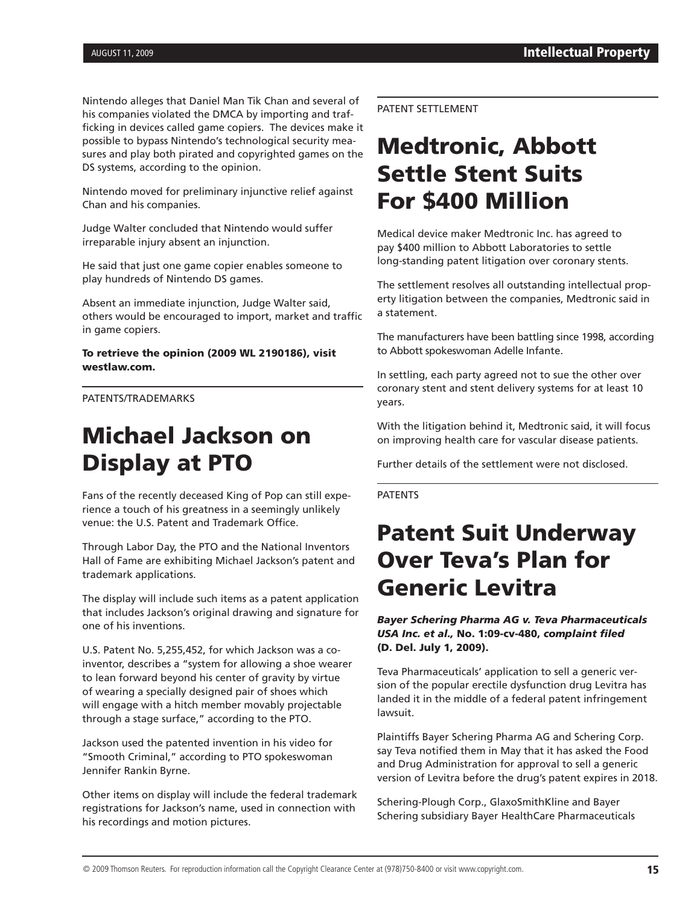Nintendo alleges that Daniel Man Tik Chan and several of his companies violated the DMCA by importing and trafficking in devices called game copiers. The devices make it possible to bypass Nintendo's technological security measures and play both pirated and copyrighted games on the DS systems, according to the opinion.

Nintendo moved for preliminary injunctive relief against Chan and his companies.

Judge Walter concluded that Nintendo would suffer irreparable injury absent an injunction.

He said that just one game copier enables someone to play hundreds of Nintendo DS games.

Absent an immediate injunction, Judge Walter said, others would be encouraged to import, market and traffic in game copiers.

**To retrieve the opinion (2009 WL 2190186), visit westlaw.com.**

---

PATENTS/TRADEMARKS

# Michael Jackson on Display at PTO

Fans of the recently deceased King of Pop can still experience a touch of his greatness in a seemingly unlikely venue: the U.S. Patent and Trademark Office.

Through Labor Day, the PTO and the National Inventors Hall of Fame are exhibiting Michael Jackson's patent and trademark applications.

The display will include such items as a patent application that includes Jackson's original drawing and signature for one of his inventions.

U.S. Patent No. 5,255,452, for which Jackson was a co-inventor, describes a "system for allowing a shoe wearer to lean forward beyond his center of gravity by virtue of wearing a specially designed pair of shoes which will engage with a hitch member movably projectable through a stage surface," according to the PTO.

Jackson used the patented invention in his video for "Smooth Criminal," according to PTO spokeswoman Jennifer Rankin Byrne.

Other items on display will include the federal trademark registrations for Jackson's name, used in connection with his recordings and motion pictures.

---

PATENT SETTLEMENT

# Medtronic, Abbott Settle Stent Suits For $400 Million

Medical device maker Medtronic Inc. has agreed to pay $400 million to Abbott Laboratories to settle long-standing patent litigation over coronary stents.

The settlement resolves all outstanding intellectual property litigation between the companies, Medtronic said in a statement.

The manufacturers have been battling since 1998, according to Abbott spokeswoman Adelle Infante.

In settling, each party agreed not to sue the other over coronary stent and stent delivery systems for at least 10 years.

With the litigation behind it, Medtronic said, it will focus on improving health care for vascular disease patients.

Further details of the settlement were not disclosed.

---

PATENTS

# Patent Suit Underway Over Teva's Plan for Generic Levitra

***Bayer Schering Pharma AG v. Teva Pharmaceuticals USA Inc. et al.,* No. 1:09-cv-480, *complaint filed* (D. Del. July 1, 2009).**

Teva Pharmaceuticals' application to sell a generic version of the popular erectile dysfunction drug Levitra has landed it in the middle of a federal patent infringement lawsuit.

Plaintiffs Bayer Schering Pharma AG and Schering Corp. say Teva notified them in May that it has asked the Food and Drug Administration for approval to sell a generic version of Levitra before the drug's patent expires in 2018.

Schering-Plough Corp., GlaxoSmithKline and Bayer Schering subsidiary Bayer HealthCare Pharmaceuticals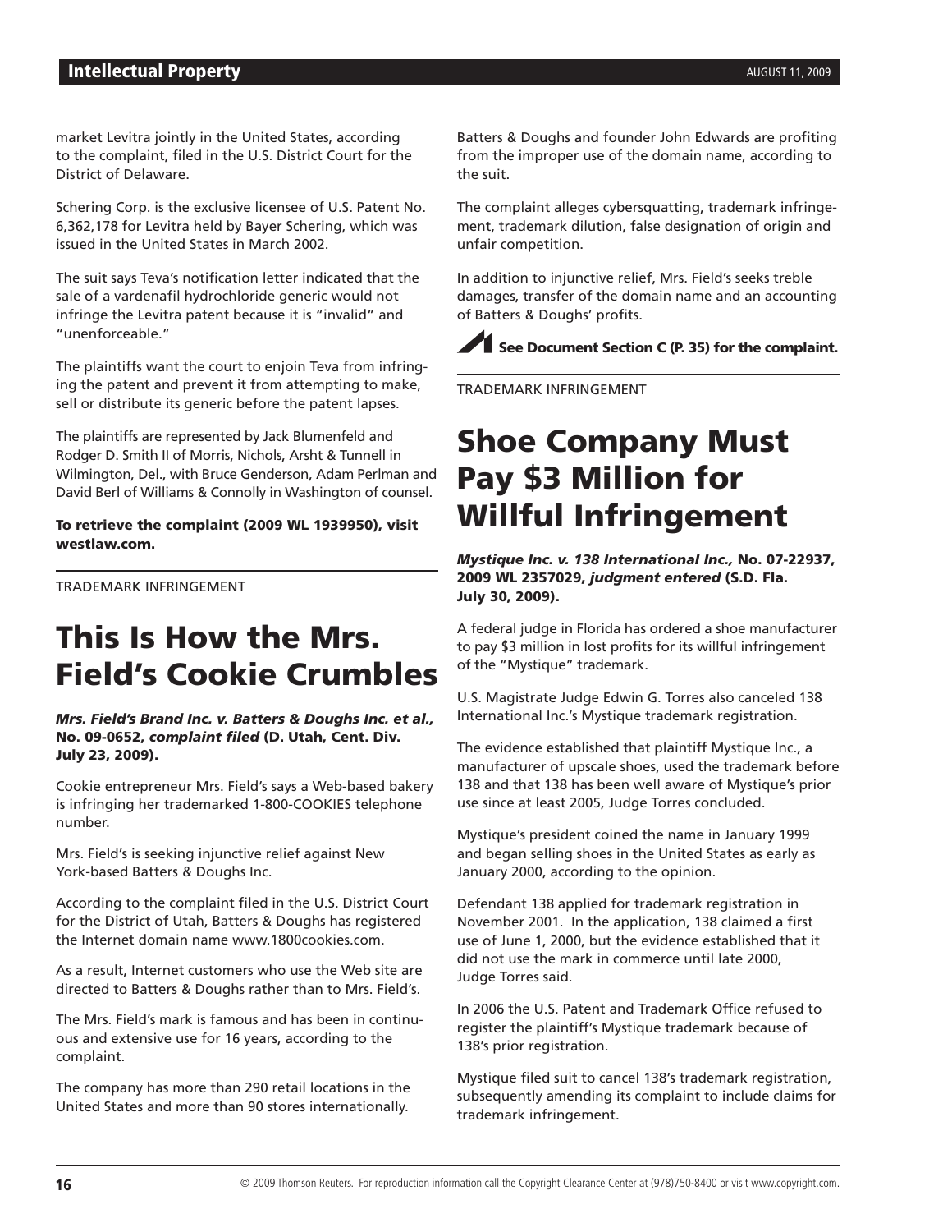market Levitra jointly in the United States, according to the complaint, filed in the U.S. District Court for the District of Delaware.

Schering Corp. is the exclusive licensee of U.S. Patent No. 6,362,178 for Levitra held by Bayer Schering, which was issued in the United States in March 2002.

The suit says Teva's notification letter indicated that the sale of a vardenafil hydrochloride generic would not infringe the Levitra patent because it is "invalid" and "unenforceable."

The plaintiffs want the court to enjoin Teva from infringing the patent and prevent it from attempting to make, sell or distribute its generic before the patent lapses.

The plaintiffs are represented by Jack Blumenfeld and Rodger D. Smith II of Morris, Nichols, Arsht & Tunnell in Wilmington, Del., with Bruce Genderson, Adam Perlman and David Berl of Williams & Connolly in Washington of counsel.

**To retrieve the complaint (2009 WL 1939950), visit westlaw.com.**

---

TRADEMARK INFRINGEMENT

# This Is How the Mrs. Field's Cookie Crumbles

***Mrs. Field's Brand Inc. v. Batters & Doughs Inc. et al.,* No. 09-0652, *complaint filed* (D. Utah, Cent. Div. July 23, 2009).**

Cookie entrepreneur Mrs. Field's says a Web-based bakery is infringing her trademarked 1-800-COOKIES telephone number.

Mrs. Field's is seeking injunctive relief against New York-based Batters & Doughs Inc.

According to the complaint filed in the U.S. District Court for the District of Utah, Batters & Doughs has registered the Internet domain name www.1800cookies.com.

As a result, Internet customers who use the Web site are directed to Batters & Doughs rather than to Mrs. Field's.

The Mrs. Field's mark is famous and has been in continuous and extensive use for 16 years, according to the complaint.

The company has more than 290 retail locations in the United States and more than 90 stores internationally.

Batters & Doughs and founder John Edwards are profiting from the improper use of the domain name, according to the suit.

The complaint alleges cybersquatting, trademark infringement, trademark dilution, false designation of origin and unfair competition.

In addition to injunctive relief, Mrs. Field's seeks treble damages, transfer of the domain name and an accounting of Batters & Doughs' profits.

**See Document Section C (P. 35) for the complaint.**

---

TRADEMARK INFRINGEMENT

# Shoe Company Must Pay $3 Million for Willful Infringement

***Mystique Inc. v. 138 International Inc.,* No. 07-22937, 2009 WL 2357029, *judgment entered* (S.D. Fla. July 30, 2009).**

A federal judge in Florida has ordered a shoe manufacturer to pay $3 million in lost profits for its willful infringement of the "Mystique" trademark.

U.S. Magistrate Judge Edwin G. Torres also canceled 138 International Inc.'s Mystique trademark registration.

The evidence established that plaintiff Mystique Inc., a manufacturer of upscale shoes, used the trademark before 138 and that 138 has been well aware of Mystique's prior use since at least 2005, Judge Torres concluded.

Mystique's president coined the name in January 1999 and began selling shoes in the United States as early as January 2000, according to the opinion.

Defendant 138 applied for trademark registration in November 2001. In the application, 138 claimed a first use of June 1, 2000, but the evidence established that it did not use the mark in commerce until late 2000, Judge Torres said.

In 2006 the U.S. Patent and Trademark Office refused to register the plaintiff's Mystique trademark because of 138's prior registration.

Mystique filed suit to cancel 138's trademark registration, subsequently amending its complaint to include claims for trademark infringement.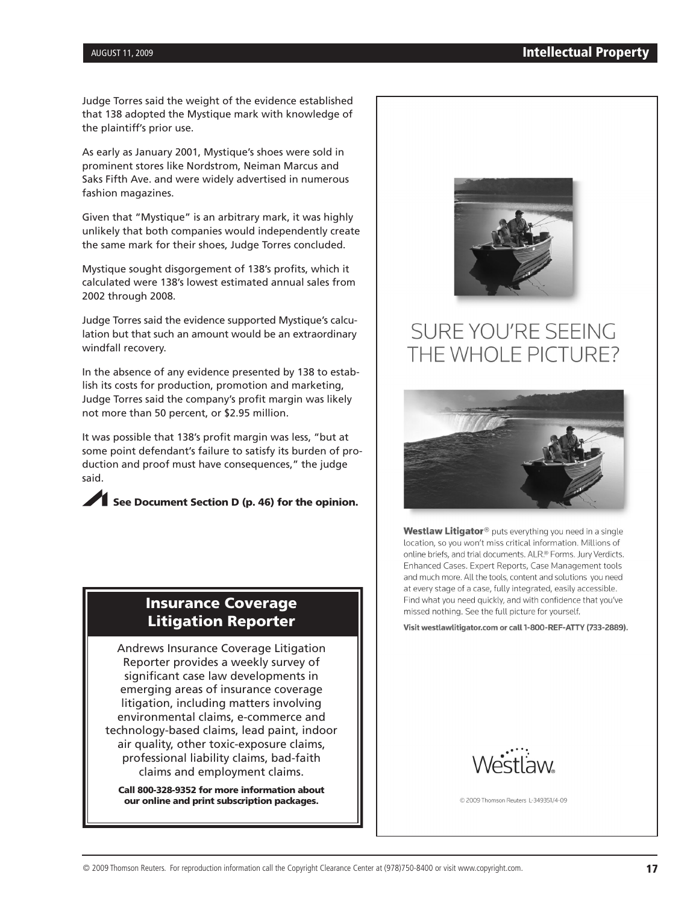Judge Torres said the weight of the evidence established that 138 adopted the Mystique mark with knowledge of the plaintiff's prior use.

As early as January 2001, Mystique's shoes were sold in prominent stores like Nordstrom, Neiman Marcus and Saks Fifth Ave. and were widely advertised in numerous fashion magazines.

Given that "Mystique" is an arbitrary mark, it was highly unlikely that both companies would independently create the same mark for their shoes, Judge Torres concluded.

Mystique sought disgorgement of 138's profits, which it calculated were 138's lowest estimated annual sales from 2002 through 2008.

Judge Torres said the evidence supported Mystique's calculation but that such an amount would be an extraordinary windfall recovery.

In the absence of any evidence presented by 138 to establish its costs for production, promotion and marketing, Judge Torres said the company's profit margin was likely not more than 50 percent, or $2.95 million.

It was possible that 138's profit margin was less, "but at some point defendant's failure to satisfy its burden of production and proof must have consequences," the judge said.

**See Document Section D (p. 46) for the opinion.**

## Insurance Coverage Litigation Reporter

Andrews Insurance Coverage Litigation Reporter provides a weekly survey of significant case law developments in emerging areas of insurance coverage litigation, including matters involving environmental claims, e-commerce and technology-based claims, lead paint, indoor air quality, other toxic-exposure claims, professional liability claims, bad-faith claims and employment claims.

**Call 800-328-9352 for more information about our online and print subscription packages.**

SURE YOU'RE SEEING THE WHOLE PICTURE?

**Westlaw Litigator**® puts everything you need in a single location, so you won't miss critical information. Millions of online briefs, and trial documents. ALR® Forms. Jury Verdicts. Enhanced Cases. Expert Reports, Case Management tools and much more. All the tools, content and solutions you need at every stage of a case, fully integrated, easily accessible. Find what you need quickly, and with confidence that you've missed nothing. See the full picture for yourself.

**Visit westlawlitigator.com or call 1-800-REF-ATTY (733-2889).**

Westlaw.

© 2009 Thomson Reuters L-349351/4-09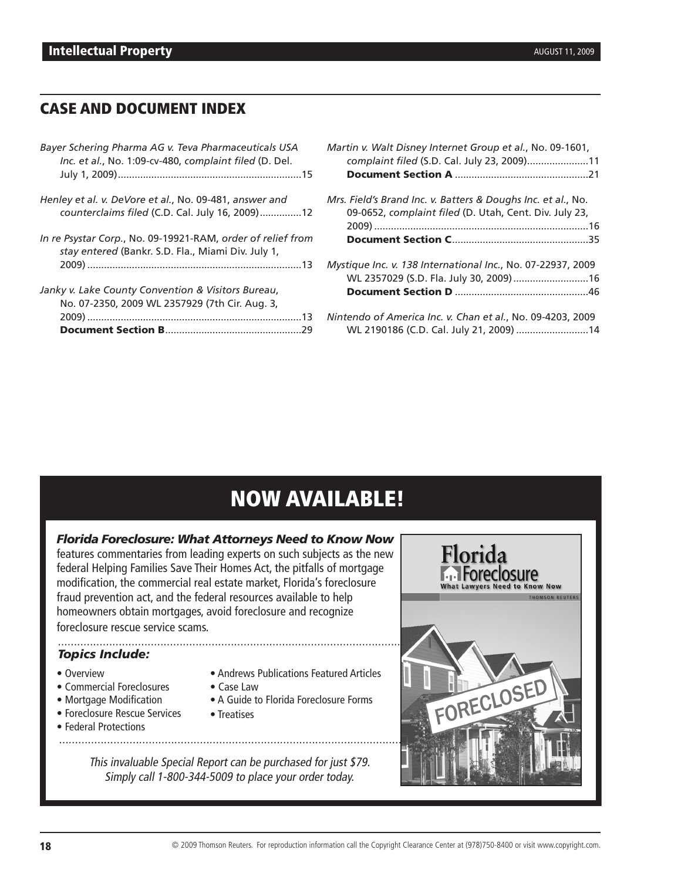## CASE AND DOCUMENT INDEX

*Bayer Schering Pharma AG v. Teva Pharmaceuticals USA Inc. et al.*, No. 1:09-cv-480, *complaint filed* (D. Del. July 1, 2009).....15

*Henley et al. v. DeVore et al.*, No. 09-481, *answer and counterclaims filed* (C.D. Cal. July 16, 2009).....12

*In re Psystar Corp.*, No. 09-19921-RAM, *order of relief from stay entered* (Bankr. S.D. Fla., Miami Div. July 1, 2009).....13

*Janky v. Lake County Convention & Visitors Bureau*, No. 07-2350, 2009 WL 2357929 (7th Cir. Aug. 3, 2009).....13
**Document Section B**.....29

*Martin v. Walt Disney Internet Group et al.*, No. 09-1601, *complaint filed* (S.D. Cal. July 23, 2009).....11
**Document Section A**.....21

*Mrs. Field's Brand Inc. v. Batters & Doughs Inc. et al.*, No. 09-0652, *complaint filed* (D. Utah, Cent. Div. July 23, 2009).....16
**Document Section C**.....35

*Mystique Inc. v. 138 International Inc.*, No. 07-22937, 2009 WL 2357029 (S.D. Fla. July 30, 2009).....16
**Document Section D**.....46

*Nintendo of America Inc. v. Chan et al.*, No. 09-4203, 2009 WL 2190186 (C.D. Cal. July 21, 2009).....14

## NOW AVAILABLE!

***Florida Foreclosure: What Attorneys Need to Know Now*** features commentaries from leading experts on such subjects as the new federal Helping Families Save Their Homes Act, the pitfalls of mortgage modification, the commercial real estate market, Florida's foreclosure fraud prevention act, and the federal resources available to help homeowners obtain mortgages, avoid foreclosure and recognize foreclosure rescue service scams.

***Topics Include:***

- Overview
- Commercial Foreclosures
- Mortgage Modification
- Foreclosure Rescue Services
- Federal Protections
- Andrews Publications Featured Articles
- Case Law
- A Guide to Florida Foreclosure Forms
- Treatises

*This invaluable Special Report can be purchased for just $79. Simply call 1-800-344-5009 to place your order today.*

Florida Foreclosure
What Lawyers Need to Know Now
THOMSON REUTERS
FORECLOSED

© 2009 Thomson Reuters. For reproduction information call the Copyright Clearance Center at (978)750-8400 or visit www.copyright.com.